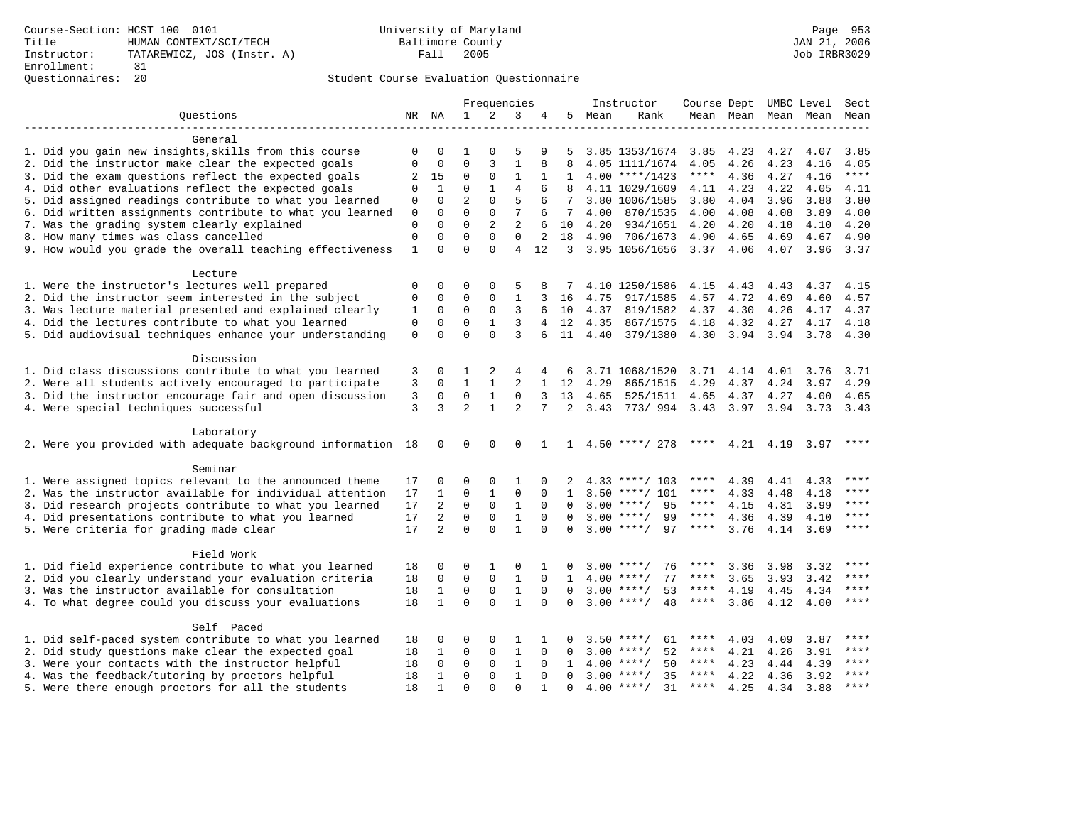Course-Section: HCST 100 0101
Title: HUMAN CONTEXT/SCI/TECH
Instructor: TATAREWICZ, JOS (Instr. A)
Enrollment: 31
Questionnaires: 20

University of Maryland
Baltimore County
Fall 2005

JAN 21, 2006
Job IRBR3029

## Student Course Evaluation Questionnaire

| Questions | NR | NA | 1 | 2 | 3 | 4 | 5 | Instructor Mean | Instructor Rank | Course Mean | Dept Mean | UMBC Mean | Level Mean | Sect Mean |
|---|---|---|---|---|---|---|---|---|---|---|---|---|---|---|
| **General** | | | | | | | | | | | | | | |
| 1. Did you gain new insights,skills from this course | 0 | 0 | 1 | 0 | 5 | 9 | 5 | 3.85 | 1353/1674 | 3.85 | 4.23 | 4.27 | 4.07 | 3.85 |
| 2. Did the instructor make clear the expected goals | 0 | 0 | 0 | 3 | 1 | 8 | 8 | 4.05 | 1111/1674 | 4.05 | 4.26 | 4.23 | 4.16 | 4.05 |
| 3. Did the exam questions reflect the expected goals | 2 | 15 | 0 | 0 | 1 | 1 | 1 | 4.00 | ****/1423 | **** | 4.36 | 4.27 | 4.16 | **** |
| 4. Did other evaluations reflect the expected goals | 0 | 1 | 0 | 1 | 4 | 6 | 8 | 4.11 | 1029/1609 | 4.11 | 4.23 | 4.22 | 4.05 | 4.11 |
| 5. Did assigned readings contribute to what you learned | 0 | 0 | 2 | 0 | 5 | 6 | 7 | 3.80 | 1006/1585 | 3.80 | 4.04 | 3.96 | 3.88 | 3.80 |
| 6. Did written assignments contribute to what you learned | 0 | 0 | 0 | 0 | 7 | 6 | 7 | 4.00 | 870/1535 | 4.00 | 4.08 | 4.08 | 3.89 | 4.00 |
| 7. Was the grading system clearly explained | 0 | 0 | 0 | 2 | 2 | 6 | 10 | 4.20 | 934/1651 | 4.20 | 4.20 | 4.18 | 4.10 | 4.20 |
| 8. How many times was class cancelled | 0 | 0 | 0 | 0 | 0 | 2 | 18 | 4.90 | 706/1673 | 4.90 | 4.65 | 4.69 | 4.67 | 4.90 |
| 9. How would you grade the overall teaching effectiveness | 1 | 0 | 0 | 0 | 4 | 12 | 3 | 3.95 | 1056/1656 | 3.37 | 4.06 | 4.07 | 3.96 | 3.37 |
| **Lecture** | | | | | | | | | | | | | | |
| 1. Were the instructor's lectures well prepared | 0 | 0 | 0 | 0 | 5 | 8 | 7 | 4.10 | 1250/1586 | 4.15 | 4.43 | 4.43 | 4.37 | 4.15 |
| 2. Did the instructor seem interested in the subject | 0 | 0 | 0 | 0 | 1 | 3 | 16 | 4.75 | 917/1585 | 4.57 | 4.72 | 4.69 | 4.60 | 4.57 |
| 3. Was lecture material presented and explained clearly | 1 | 0 | 0 | 0 | 3 | 6 | 10 | 4.37 | 819/1582 | 4.37 | 4.30 | 4.26 | 4.17 | 4.37 |
| 4. Did the lectures contribute to what you learned | 0 | 0 | 0 | 1 | 3 | 4 | 12 | 4.35 | 867/1575 | 4.18 | 4.32 | 4.27 | 4.17 | 4.18 |
| 5. Did audiovisual techniques enhance your understanding | 0 | 0 | 0 | 0 | 3 | 6 | 11 | 4.40 | 379/1380 | 4.30 | 3.94 | 3.94 | 3.78 | 4.30 |
| **Discussion** | | | | | | | | | | | | | | |
| 1. Did class discussions contribute to what you learned | 3 | 0 | 1 | 2 | 4 | 4 | 6 | 3.71 | 1068/1520 | 3.71 | 4.14 | 4.01 | 3.76 | 3.71 |
| 2. Were all students actively encouraged to participate | 3 | 0 | 1 | 1 | 2 | 1 | 12 | 4.29 | 865/1515 | 4.29 | 4.37 | 4.24 | 3.97 | 4.29 |
| 3. Did the instructor encourage fair and open discussion | 3 | 0 | 0 | 1 | 0 | 3 | 13 | 4.65 | 525/1511 | 4.65 | 4.37 | 4.27 | 4.00 | 4.65 |
| 4. Were special techniques successful | 3 | 3 | 2 | 1 | 2 | 7 | 2 | 3.43 | 773/ 994 | 3.43 | 3.97 | 3.94 | 3.73 | 3.43 |
| **Laboratory** | | | | | | | | | | | | | | |
| 2. Were you provided with adequate background information | 18 | 0 | 0 | 0 | 0 | 1 | 1 | 4.50 | ****/ 278 | **** | 4.21 | 4.19 | 3.97 | **** |
| **Seminar** | | | | | | | | | | | | | | |
| 1. Were assigned topics relevant to the announced theme | 17 | 0 | 0 | 0 | 1 | 0 | 2 | 4.33 | ****/ 103 | **** | 4.39 | 4.41 | 4.33 | **** |
| 2. Was the instructor available for individual attention | 17 | 1 | 0 | 1 | 0 | 0 | 1 | 3.50 | ****/ 101 | **** | 4.33 | 4.48 | 4.18 | **** |
| 3. Did research projects contribute to what you learned | 17 | 2 | 0 | 0 | 1 | 0 | 0 | 3.00 | ****/ 95 | **** | 4.15 | 4.31 | 3.99 | **** |
| 4. Did presentations contribute to what you learned | 17 | 2 | 0 | 0 | 1 | 0 | 0 | 3.00 | ****/ 99 | **** | 4.36 | 4.39 | 4.10 | **** |
| 5. Were criteria for grading made clear | 17 | 2 | 0 | 0 | 1 | 0 | 0 | 3.00 | ****/ 97 | **** | 3.76 | 4.14 | 3.69 | **** |
| **Field Work** | | | | | | | | | | | | | | |
| 1. Did field experience contribute to what you learned | 18 | 0 | 0 | 1 | 0 | 1 | 0 | 3.00 | ****/ 76 | **** | 3.36 | 3.98 | 3.32 | **** |
| 2. Did you clearly understand your evaluation criteria | 18 | 0 | 0 | 0 | 1 | 0 | 1 | 4.00 | ****/ 77 | **** | 3.65 | 3.93 | 3.42 | **** |
| 3. Was the instructor available for consultation | 18 | 1 | 0 | 0 | 1 | 0 | 0 | 3.00 | ****/ 53 | **** | 4.19 | 4.45 | 4.34 | **** |
| 4. To what degree could you discuss your evaluations | 18 | 1 | 0 | 0 | 1 | 0 | 0 | 3.00 | ****/ 48 | **** | 3.86 | 4.12 | 4.00 | **** |
| **Self Paced** | | | | | | | | | | | | | | |
| 1. Did self-paced system contribute to what you learned | 18 | 0 | 0 | 0 | 1 | 1 | 0 | 3.50 | ****/ 61 | **** | 4.03 | 4.09 | 3.87 | **** |
| 2. Did study questions make clear the expected goal | 18 | 1 | 0 | 0 | 1 | 0 | 0 | 3.00 | ****/ 52 | **** | 4.21 | 4.26 | 3.91 | **** |
| 3. Were your contacts with the instructor helpful | 18 | 0 | 0 | 0 | 1 | 0 | 1 | 4.00 | ****/ 50 | **** | 4.23 | 4.44 | 4.39 | **** |
| 4. Was the feedback/tutoring by proctors helpful | 18 | 1 | 0 | 0 | 1 | 0 | 0 | 3.00 | ****/ 35 | **** | 4.22 | 4.36 | 3.92 | **** |
| 5. Were there enough proctors for all the students | 18 | 1 | 0 | 0 | 0 | 1 | 0 | 4.00 | ****/ 31 | **** | 4.25 | 4.34 | 3.88 | **** |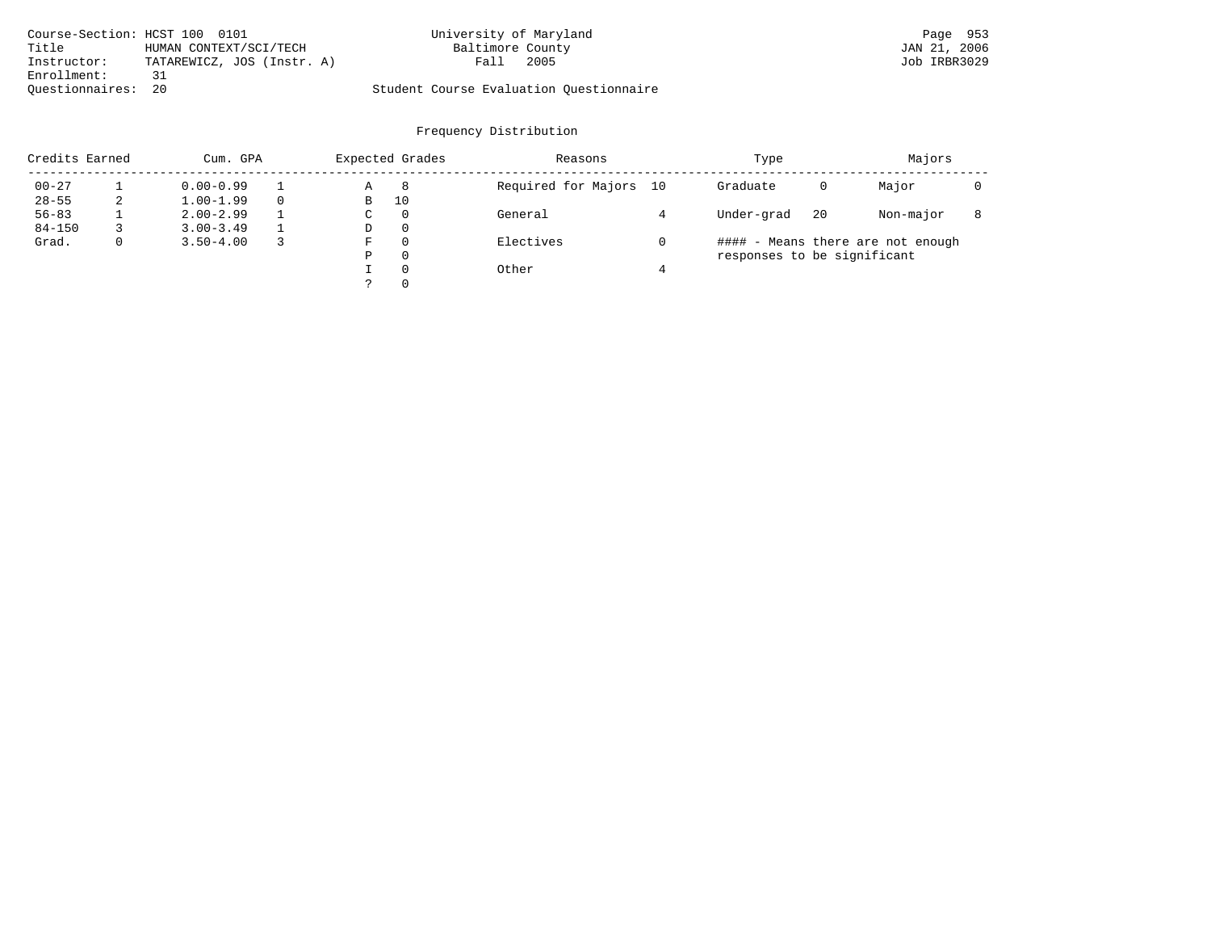Course-Section: HCST 100 0101
Title: HUMAN CONTEXT/SCI/TECH
Instructor: TATAREWICZ, JOS (Instr. A)
Enrollment: 31
Questionnaires: 20

University of Maryland
Baltimore County
Fall 2005

Student Course Evaluation Questionnaire

JAN 21, 2006
Job IRBR3029

## Frequency Distribution

| Credits Earned | | Cum. GPA | | Expected Grades | | Reasons | | Type | | Majors | |
|---|---|---|---|---|---|---|---|---|---|---|---|
| 00-27 | 1 | 0.00-0.99 | 1 | A | 8 | Required for Majors | 10 | Graduate | 0 | Major | 0 |
| 28-55 | 2 | 1.00-1.99 | 0 | B | 10 | | | | | | |
| 56-83 | 1 | 2.00-2.99 | 1 | C | 0 | General | 4 | Under-grad | 20 | Non-major | 8 |
| 84-150 | 3 | 3.00-3.49 | 1 | D | 0 | | | | | | |
| Grad. | 0 | 3.50-4.00 | 3 | F | 0 | Electives | 0 | | | | |
| | | | | P | 0 | | | | | | |
| | | | | I | 0 | Other | 4 | | | | |
| | | | | ? | 0 | | | | | | |

#### - Means there are not enough responses to be significant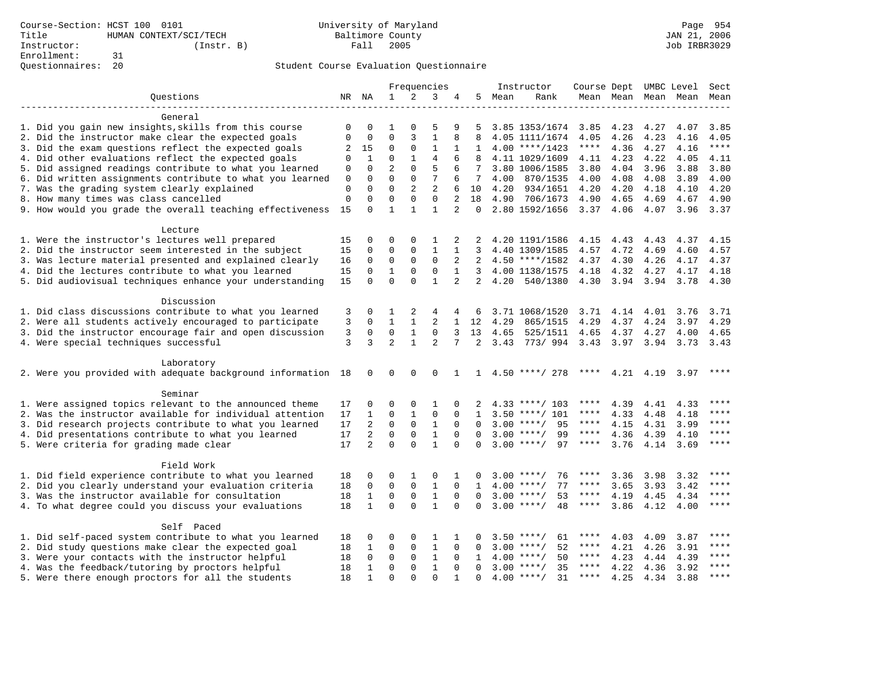Course-Section: HCST 100 0101
Title: HUMAN CONTEXT/SCI/TECH
Instructor: (Instr. B)
Enrollment: 31
Questionnaires: 20

University of Maryland
Baltimore County
Fall 2005

JAN 21, 2006
Job IRBR3029

## Student Course Evaluation Questionnaire

| Questions | NR | NA | 1 | 2 | 3 | 4 | 5 | Instructor Mean | Rank | Course Mean | Dept Mean | UMBC Mean | Level Mean | Sect Mean |
|---|---|---|---|---|---|---|---|---|---|---|---|---|---|---|
| **General** | | | | | | | | | | | | | | |
| 1. Did you gain new insights,skills from this course | 0 | 0 | 1 | 0 | 5 | 9 | 5 | 3.85 | 1353/1674 | 3.85 | 4.23 | 4.27 | 4.07 | 3.85 |
| 2. Did the instructor make clear the expected goals | 0 | 0 | 0 | 3 | 1 | 8 | 8 | 4.05 | 1111/1674 | 4.05 | 4.26 | 4.23 | 4.16 | 4.05 |
| 3. Did the exam questions reflect the expected goals | 2 | 15 | 0 | 0 | 1 | 1 | 1 | 4.00 | ****/1423 | **** | 4.36 | 4.27 | 4.16 | **** |
| 4. Did other evaluations reflect the expected goals | 0 | 1 | 0 | 1 | 4 | 6 | 8 | 4.11 | 1029/1609 | 4.11 | 4.23 | 4.22 | 4.05 | 4.11 |
| 5. Did assigned readings contribute to what you learned | 0 | 0 | 2 | 0 | 5 | 6 | 7 | 3.80 | 1006/1585 | 3.80 | 4.04 | 3.96 | 3.88 | 3.80 |
| 6. Did written assignments contribute to what you learned | 0 | 0 | 0 | 0 | 7 | 6 | 7 | 4.00 | 870/1535 | 4.00 | 4.08 | 4.08 | 3.89 | 4.00 |
| 7. Was the grading system clearly explained | 0 | 0 | 0 | 2 | 2 | 6 | 10 | 4.20 | 934/1651 | 4.20 | 4.20 | 4.18 | 4.10 | 4.20 |
| 8. How many times was class cancelled | 0 | 0 | 0 | 0 | 0 | 2 | 18 | 4.90 | 706/1673 | 4.90 | 4.65 | 4.69 | 4.67 | 4.90 |
| 9. How would you grade the overall teaching effectiveness | 15 | 0 | 1 | 1 | 1 | 2 | 0 | 2.80 | 1592/1656 | 3.37 | 4.06 | 4.07 | 3.96 | 3.37 |
| **Lecture** | | | | | | | | | | | | | | |
| 1. Were the instructor's lectures well prepared | 15 | 0 | 0 | 0 | 1 | 2 | 2 | 4.20 | 1191/1586 | 4.15 | 4.43 | 4.43 | 4.37 | 4.15 |
| 2. Did the instructor seem interested in the subject | 15 | 0 | 0 | 0 | 1 | 1 | 3 | 4.40 | 1309/1585 | 4.57 | 4.72 | 4.69 | 4.60 | 4.57 |
| 3. Was lecture material presented and explained clearly | 16 | 0 | 0 | 0 | 0 | 2 | 2 | 4.50 | ****/1582 | 4.37 | 4.30 | 4.26 | 4.17 | 4.37 |
| 4. Did the lectures contribute to what you learned | 15 | 0 | 1 | 0 | 0 | 1 | 3 | 4.00 | 1138/1575 | 4.18 | 4.32 | 4.27 | 4.17 | 4.18 |
| 5. Did audiovisual techniques enhance your understanding | 15 | 0 | 0 | 0 | 1 | 2 | 2 | 4.20 | 540/1380 | 4.30 | 3.94 | 3.94 | 3.78 | 4.30 |
| **Discussion** | | | | | | | | | | | | | | |
| 1. Did class discussions contribute to what you learned | 3 | 0 | 1 | 2 | 4 | 4 | 6 | 3.71 | 1068/1520 | 3.71 | 4.14 | 4.01 | 3.76 | 3.71 |
| 2. Were all students actively encouraged to participate | 3 | 0 | 1 | 1 | 2 | 1 | 12 | 4.29 | 865/1515 | 4.29 | 4.37 | 4.24 | 3.97 | 4.29 |
| 3. Did the instructor encourage fair and open discussion | 3 | 0 | 0 | 1 | 0 | 3 | 13 | 4.65 | 525/1511 | 4.65 | 4.37 | 4.27 | 4.00 | 4.65 |
| 4. Were special techniques successful | 3 | 3 | 2 | 1 | 2 | 7 | 2 | 3.43 | 773/ 994 | 3.43 | 3.97 | 3.94 | 3.73 | 3.43 |
| **Laboratory** | | | | | | | | | | | | | | |
| 2. Were you provided with adequate background information | 18 | 0 | 0 | 0 | 0 | 1 | 1 | 4.50 | ****/ 278 | **** | 4.21 | 4.19 | 3.97 | **** |
| **Seminar** | | | | | | | | | | | | | | |
| 1. Were assigned topics relevant to the announced theme | 17 | 0 | 0 | 0 | 1 | 0 | 2 | 4.33 | ****/ 103 | **** | 4.39 | 4.41 | 4.33 | **** |
| 2. Was the instructor available for individual attention | 17 | 1 | 0 | 1 | 0 | 0 | 1 | 3.50 | ****/ 101 | **** | 4.33 | 4.48 | 4.18 | **** |
| 3. Did research projects contribute to what you learned | 17 | 2 | 0 | 0 | 1 | 0 | 0 | 3.00 | ****/ 95 | **** | 4.15 | 4.31 | 3.99 | **** |
| 4. Did presentations contribute to what you learned | 17 | 2 | 0 | 0 | 1 | 0 | 0 | 3.00 | ****/ 99 | **** | 4.36 | 4.39 | 4.10 | **** |
| 5. Were criteria for grading made clear | 17 | 2 | 0 | 0 | 1 | 0 | 0 | 3.00 | ****/ 97 | **** | 3.76 | 4.14 | 3.69 | **** |
| **Field Work** | | | | | | | | | | | | | | |
| 1. Did field experience contribute to what you learned | 18 | 0 | 0 | 1 | 0 | 1 | 0 | 3.00 | ****/ 76 | **** | 3.36 | 3.98 | 3.32 | **** |
| 2. Did you clearly understand your evaluation criteria | 18 | 0 | 0 | 0 | 1 | 0 | 1 | 4.00 | ****/ 77 | **** | 3.65 | 3.93 | 3.42 | **** |
| 3. Was the instructor available for consultation | 18 | 1 | 0 | 0 | 1 | 0 | 0 | 3.00 | ****/ 53 | **** | 4.19 | 4.45 | 4.34 | **** |
| 4. To what degree could you discuss your evaluations | 18 | 1 | 0 | 0 | 1 | 0 | 0 | 3.00 | ****/ 48 | **** | 3.86 | 4.12 | 4.00 | **** |
| **Self Paced** | | | | | | | | | | | | | | |
| 1. Did self-paced system contribute to what you learned | 18 | 0 | 0 | 0 | 1 | 1 | 0 | 3.50 | ****/ 61 | **** | 4.03 | 4.09 | 3.87 | **** |
| 2. Did study questions make clear the expected goal | 18 | 1 | 0 | 0 | 1 | 0 | 0 | 3.00 | ****/ 52 | **** | 4.21 | 4.26 | 3.91 | **** |
| 3. Were your contacts with the instructor helpful | 18 | 0 | 0 | 0 | 1 | 0 | 1 | 4.00 | ****/ 50 | **** | 4.23 | 4.44 | 4.39 | **** |
| 4. Was the feedback/tutoring by proctors helpful | 18 | 1 | 0 | 0 | 1 | 0 | 0 | 3.00 | ****/ 35 | **** | 4.22 | 4.36 | 3.92 | **** |
| 5. Were there enough proctors for all the students | 18 | 1 | 0 | 0 | 0 | 1 | 0 | 4.00 | ****/ 31 | **** | 4.25 | 4.34 | 3.88 | **** |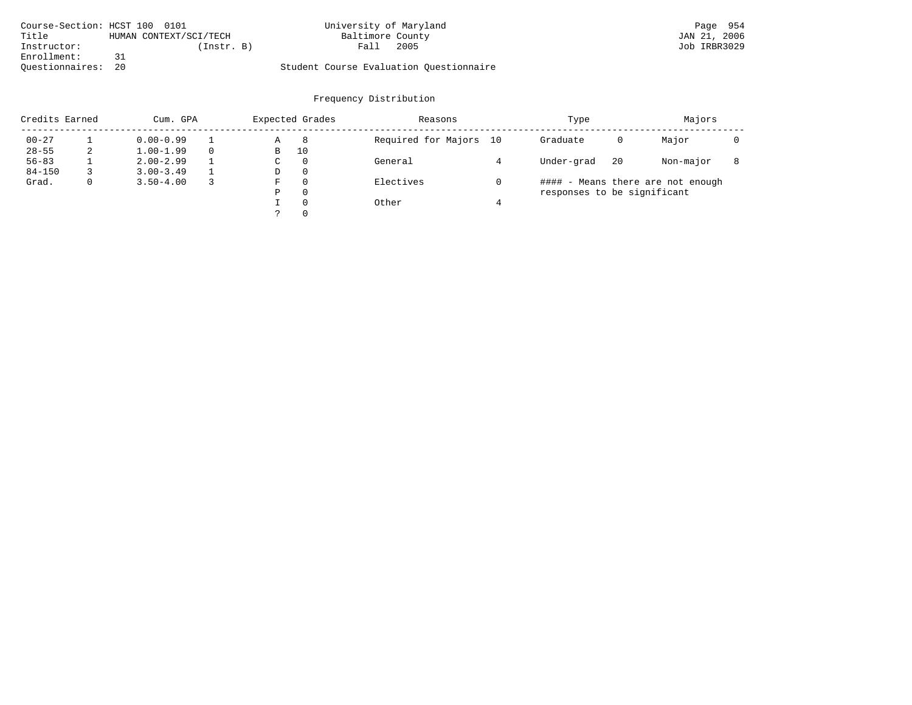Course-Section: HCST 100 0101
Title: HUMAN CONTEXT/SCI/TECH
Instructor: (Instr. B)
Enrollment: 31
Questionnaires: 20

University of Maryland
Baltimore County
Fall 2005

Student Course Evaluation Questionnaire

JAN 21, 2006
Job IRBR3029

## Frequency Distribution

| Credits Earned | | Cum. GPA | | Expected Grades | | Reasons | | Type | | Majors | |
|---|---|---|---|---|---|---|---|---|---|---|---|
| 00-27 | 1 | 0.00-0.99 | 1 | A | 8 | Required for Majors | 10 | Graduate | 0 | Major | 0 |
| 28-55 | 2 | 1.00-1.99 | 0 | B | 10 | | | | | | |
| 56-83 | 1 | 2.00-2.99 | 1 | C | 0 | General | 4 | Under-grad | 20 | Non-major | 8 |
| 84-150 | 3 | 3.00-3.49 | 1 | D | 0 | | | | | | |
| Grad. | 0 | 3.50-4.00 | 3 | F | 0 | Electives | 0 | #### - Means there are not enough responses to be significant | | | |
| | | | | P | 0 | | | | | | |
| | | | | I | 0 | Other | 4 | | | | |
| | | | | ? | 0 | | | | | | |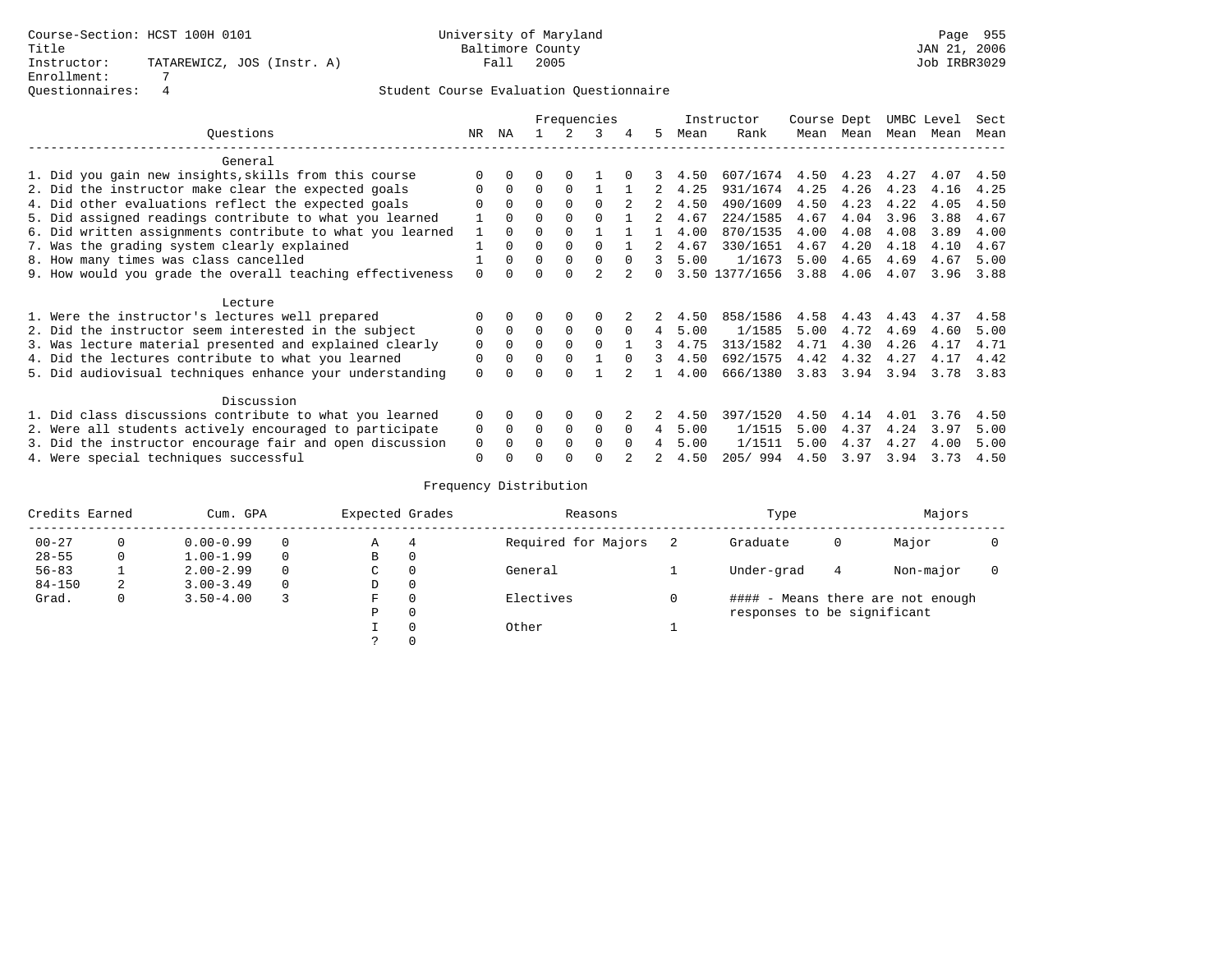Course-Section: HCST 100H 0101
Title
Instructor: TATAREWICZ, JOS (Instr. A)
Enrollment: 7
Questionnaires: 4

University of Maryland
Baltimore County
Fall 2005

Student Course Evaluation Questionnaire

JAN 21, 2006
Job IRBR3029

| Questions | NR | NA | 1 | 2 | 3 | 4 | 5 | Instructor Mean | Instructor Rank | Course Mean | Dept Mean | UMBC Mean | Level Mean | Sect Mean |
|---|---|---|---|---|---|---|---|---|---|---|---|---|---|---|
| **General** | | | | | | | | | | | | | | |
| 1. Did you gain new insights,skills from this course | 0 | 0 | 0 | 0 | 1 | 0 | 3 | 4.50 | 607/1674 | 4.50 | 4.23 | 4.27 | 4.07 | 4.50 |
| 2. Did the instructor make clear the expected goals | 0 | 0 | 0 | 0 | 1 | 1 | 2 | 4.25 | 931/1674 | 4.25 | 4.26 | 4.23 | 4.16 | 4.25 |
| 4. Did other evaluations reflect the expected goals | 0 | 0 | 0 | 0 | 0 | 2 | 2 | 4.50 | 490/1609 | 4.50 | 4.23 | 4.22 | 4.05 | 4.50 |
| 5. Did assigned readings contribute to what you learned | 1 | 0 | 0 | 0 | 0 | 1 | 2 | 4.67 | 224/1585 | 4.67 | 4.04 | 3.96 | 3.88 | 4.67 |
| 6. Did written assignments contribute to what you learned | 1 | 0 | 0 | 0 | 1 | 1 | 1 | 4.00 | 870/1535 | 4.00 | 4.08 | 4.08 | 3.89 | 4.00 |
| 7. Was the grading system clearly explained | 1 | 0 | 0 | 0 | 0 | 1 | 2 | 4.67 | 330/1651 | 4.67 | 4.20 | 4.18 | 4.10 | 4.67 |
| 8. How many times was class cancelled | 1 | 0 | 0 | 0 | 0 | 0 | 3 | 5.00 | 1/1673 | 5.00 | 4.65 | 4.69 | 4.67 | 5.00 |
| 9. How would you grade the overall teaching effectiveness | 0 | 0 | 0 | 0 | 2 | 2 | 0 | 3.50 | 1377/1656 | 3.88 | 4.06 | 4.07 | 3.96 | 3.88 |
| **Lecture** | | | | | | | | | | | | | | |
| 1. Were the instructor's lectures well prepared | 0 | 0 | 0 | 0 | 0 | 2 | 2 | 4.50 | 858/1586 | 4.58 | 4.43 | 4.43 | 4.37 | 4.58 |
| 2. Did the instructor seem interested in the subject | 0 | 0 | 0 | 0 | 0 | 0 | 4 | 5.00 | 1/1585 | 5.00 | 4.72 | 4.69 | 4.60 | 5.00 |
| 3. Was lecture material presented and explained clearly | 0 | 0 | 0 | 0 | 0 | 1 | 3 | 4.75 | 313/1582 | 4.71 | 4.30 | 4.26 | 4.17 | 4.71 |
| 4. Did the lectures contribute to what you learned | 0 | 0 | 0 | 0 | 1 | 0 | 3 | 4.50 | 692/1575 | 4.42 | 4.32 | 4.27 | 4.17 | 4.42 |
| 5. Did audiovisual techniques enhance your understanding | 0 | 0 | 0 | 0 | 1 | 2 | 1 | 4.00 | 666/1380 | 3.83 | 3.94 | 3.94 | 3.78 | 3.83 |
| **Discussion** | | | | | | | | | | | | | | |
| 1. Did class discussions contribute to what you learned | 0 | 0 | 0 | 0 | 0 | 2 | 2 | 4.50 | 397/1520 | 4.50 | 4.14 | 4.01 | 3.76 | 4.50 |
| 2. Were all students actively encouraged to participate | 0 | 0 | 0 | 0 | 0 | 0 | 4 | 5.00 | 1/1515 | 5.00 | 4.37 | 4.24 | 3.97 | 5.00 |
| 3. Did the instructor encourage fair and open discussion | 0 | 0 | 0 | 0 | 0 | 0 | 4 | 5.00 | 1/1511 | 5.00 | 4.37 | 4.27 | 4.00 | 5.00 |
| 4. Were special techniques successful | 0 | 0 | 0 | 0 | 0 | 2 | 2 | 4.50 | 205/ 994 | 4.50 | 3.97 | 3.94 | 3.73 | 4.50 |

## Frequency Distribution

| Credits Earned | | Cum. GPA | | Expected Grades | | Reasons | | Type | | Majors | |
|---|---|---|---|---|---|---|---|---|---|---|---|
| 00-27 | 0 | 0.00-0.99 | 0 | A | 4 | Required for Majors | 2 | Graduate | 0 | Major | 0 |
| 28-55 | 0 | 1.00-1.99 | 0 | B | 0 | | | | | | |
| 56-83 | 1 | 2.00-2.99 | 0 | C | 0 | General | 1 | Under-grad | 4 | Non-major | 0 |
| 84-150 | 2 | 3.00-3.49 | 0 | D | 0 | | | | | | |
| Grad. | 0 | 3.50-4.00 | 3 | F | 0 | Electives | 0 | | | | |
| | | | | P | 0 | | | | | | |
| | | | | I | 0 | Other | 1 | | | | |
| | | | | ? | 0 | | | | | | |

#### - Means there are not enough responses to be significant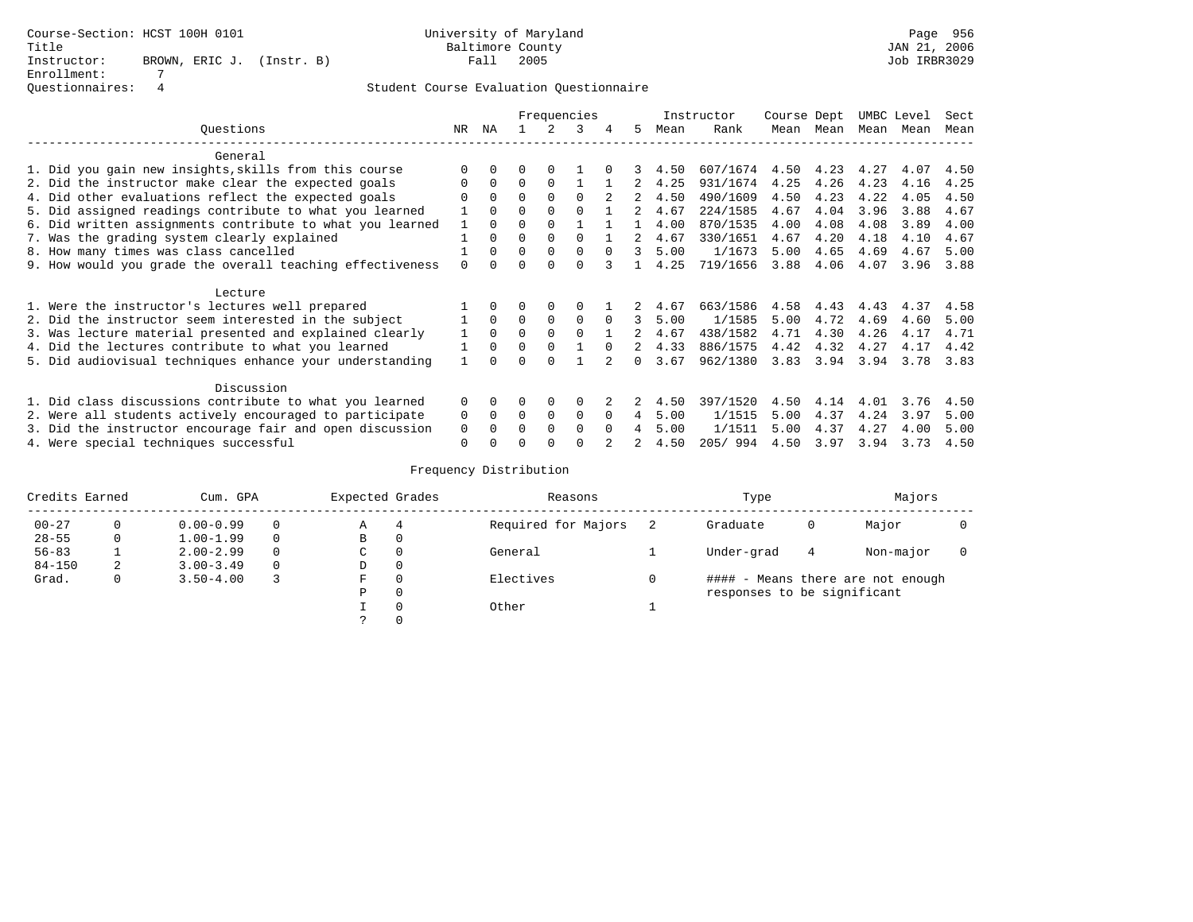Course-Section: HCST 100H 0101
Title
Instructor: BROWN, ERIC J. (Instr. B)
Enrollment: 7
Questionnaires: 4

University of Maryland
Baltimore County
Fall 2005

Page 956
JAN 21, 2006
Job IRBR3029

Student Course Evaluation Questionnaire

| Questions | NR | NA | 1 | 2 | 3 | 4 | 5 | Instructor Mean | Instructor Rank | Course Mean | Dept Mean | UMBC Mean | Level Mean | Sect Mean |
|---|---|---|---|---|---|---|---|---|---|---|---|---|---|---|
| **General** | | | | | | | | | | | | | | |
| 1. Did you gain new insights,skills from this course | 0 | 0 | 0 | 0 | 1 | 0 | 3 | 4.50 | 607/1674 | 4.50 | 4.23 | 4.27 | 4.07 | 4.50 |
| 2. Did the instructor make clear the expected goals | 0 | 0 | 0 | 0 | 1 | 1 | 2 | 4.25 | 931/1674 | 4.25 | 4.26 | 4.23 | 4.16 | 4.25 |
| 4. Did other evaluations reflect the expected goals | 0 | 0 | 0 | 0 | 0 | 2 | 2 | 4.50 | 490/1609 | 4.50 | 4.23 | 4.22 | 4.05 | 4.50 |
| 5. Did assigned readings contribute to what you learned | 1 | 0 | 0 | 0 | 0 | 1 | 2 | 4.67 | 224/1585 | 4.67 | 4.04 | 3.96 | 3.88 | 4.67 |
| 6. Did written assignments contribute to what you learned | 1 | 0 | 0 | 0 | 1 | 1 | 1 | 4.00 | 870/1535 | 4.00 | 4.08 | 4.08 | 3.89 | 4.00 |
| 7. Was the grading system clearly explained | 1 | 0 | 0 | 0 | 0 | 1 | 2 | 4.67 | 330/1651 | 4.67 | 4.20 | 4.18 | 4.10 | 4.67 |
| 8. How many times was class cancelled | 1 | 0 | 0 | 0 | 0 | 0 | 3 | 5.00 | 1/1673 | 5.00 | 4.65 | 4.69 | 4.67 | 5.00 |
| 9. How would you grade the overall teaching effectiveness | 0 | 0 | 0 | 0 | 0 | 3 | 1 | 4.25 | 719/1656 | 3.88 | 4.06 | 4.07 | 3.96 | 3.88 |
| **Lecture** | | | | | | | | | | | | | | |
| 1. Were the instructor's lectures well prepared | 1 | 0 | 0 | 0 | 0 | 1 | 2 | 4.67 | 663/1586 | 4.58 | 4.43 | 4.43 | 4.37 | 4.58 |
| 2. Did the instructor seem interested in the subject | 1 | 0 | 0 | 0 | 0 | 0 | 3 | 5.00 | 1/1585 | 5.00 | 4.72 | 4.69 | 4.60 | 5.00 |
| 3. Was lecture material presented and explained clearly | 1 | 0 | 0 | 0 | 0 | 1 | 2 | 4.67 | 438/1582 | 4.71 | 4.30 | 4.26 | 4.17 | 4.71 |
| 4. Did the lectures contribute to what you learned | 1 | 0 | 0 | 0 | 1 | 0 | 2 | 4.33 | 886/1575 | 4.42 | 4.32 | 4.27 | 4.17 | 4.42 |
| 5. Did audiovisual techniques enhance your understanding | 1 | 0 | 0 | 0 | 1 | 2 | 0 | 3.67 | 962/1380 | 3.83 | 3.94 | 3.94 | 3.78 | 3.83 |
| **Discussion** | | | | | | | | | | | | | | |
| 1. Did class discussions contribute to what you learned | 0 | 0 | 0 | 0 | 0 | 2 | 2 | 4.50 | 397/1520 | 4.50 | 4.14 | 4.01 | 3.76 | 4.50 |
| 2. Were all students actively encouraged to participate | 0 | 0 | 0 | 0 | 0 | 0 | 4 | 5.00 | 1/1515 | 5.00 | 4.37 | 4.24 | 3.97 | 5.00 |
| 3. Did the instructor encourage fair and open discussion | 0 | 0 | 0 | 0 | 0 | 0 | 4 | 5.00 | 1/1511 | 5.00 | 4.37 | 4.27 | 4.00 | 5.00 |
| 4. Were special techniques successful | 0 | 0 | 0 | 0 | 0 | 2 | 2 | 4.50 | 205/ 994 | 4.50 | 3.97 | 3.94 | 3.73 | 4.50 |

Frequency Distribution

| Credits Earned | | Cum. GPA | | Expected Grades | | Reasons | | Type | | Majors | |
|---|---|---|---|---|---|---|---|---|---|---|---|
| 00-27 | 0 | 0.00-0.99 | 0 | A | 4 | Required for Majors | 2 | Graduate | 0 | Major | 0 |
| 28-55 | 0 | 1.00-1.99 | 0 | B | 0 | | | | | | |
| 56-83 | 1 | 2.00-2.99 | 0 | C | 0 | General | 1 | Under-grad | 4 | Non-major | 0 |
| 84-150 | 2 | 3.00-3.49 | 0 | D | 0 | | | | | | |
| Grad. | 0 | 3.50-4.00 | 3 | F | 0 | Electives | 0 | | | | |
| | | | | P | 0 | | | | | | |
| | | | | I | 0 | Other | 1 | | | | |
| | | | | ? | 0 | | | | | | |

#### - Means there are not enough responses to be significant